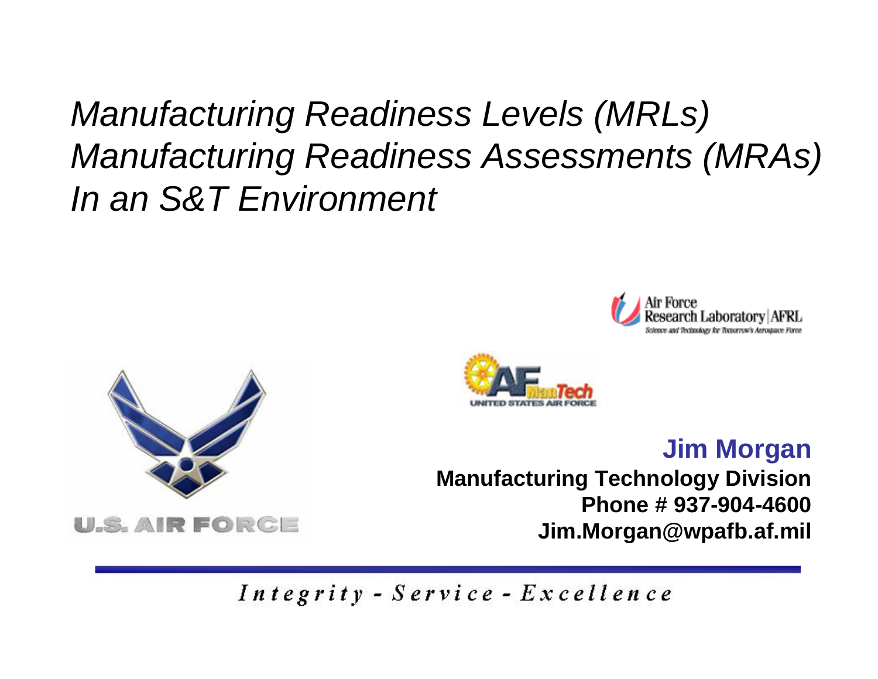# *Manufacturing Readiness Levels (MRLs) Manufacturing Readiness Assessments (MRAs) In an S&T Environment*

Air Force Research Laboratory | AFRL
Science and Technology for Tomorrow's Aerospace Force

AF ManTech
UNITED STATES AIR FORCE

U.S. AIR FORCE

**Jim Morgan**
**Manufacturing Technology Division**
**Phone # 937-904-4600**
**Jim.Morgan@wpafb.af.mil**

*Integrity - Service - Excellence*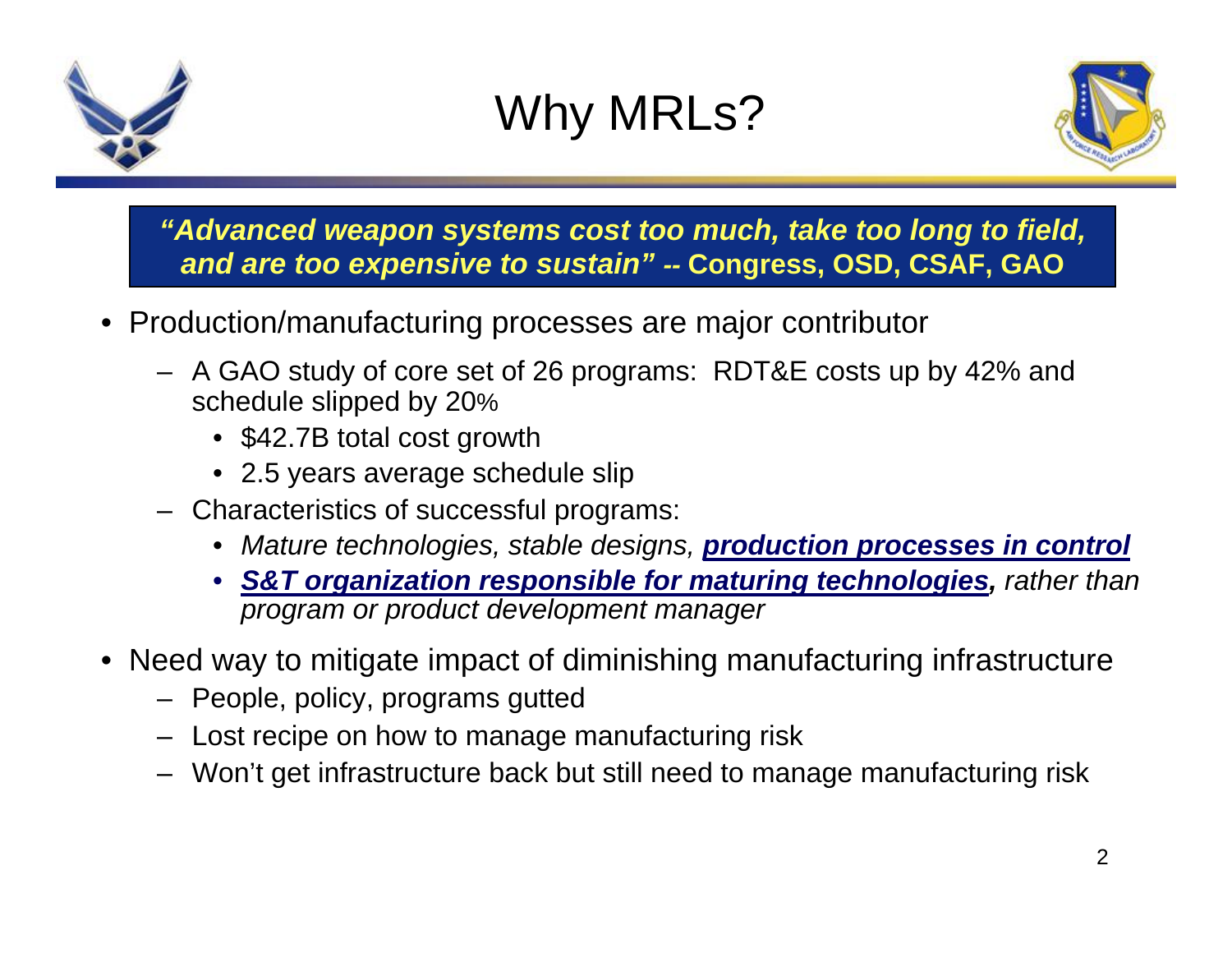# Why MRLs?

> ***"Advanced weapon systems cost too much, take too long to field, and are too expensive to sustain"*** **-- Congress, OSD, CSAF, GAO**

- Production/manufacturing processes are major contributor
  - A GAO study of core set of 26 programs: RDT&E costs up by 42% and schedule slipped by 20%
    - $42.7B total cost growth
    - 2.5 years average schedule slip
  - Characteristics of successful programs:
    - *Mature technologies, stable designs,* ***production processes in control***
    - ***S&T organization responsible for maturing technologies,*** *rather than program or product development manager*
- Need way to mitigate impact of diminishing manufacturing infrastructure
  - People, policy, programs gutted
  - Lost recipe on how to manage manufacturing risk
  - Won't get infrastructure back but still need to manage manufacturing risk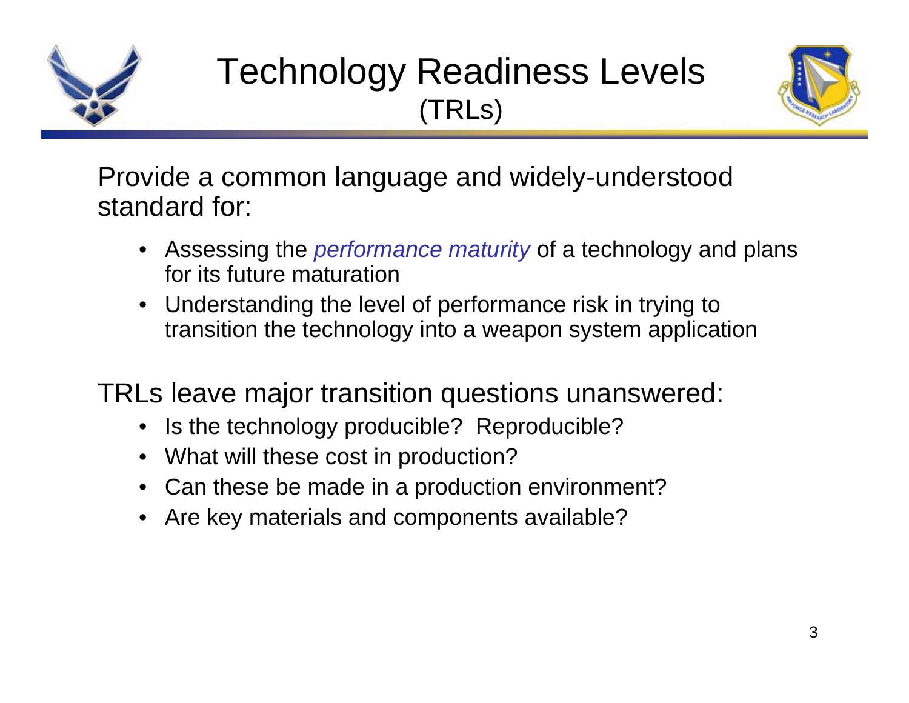# Technology Readiness Levels (TRLs)

Provide a common language and widely-understood standard for:

- Assessing the *performance maturity* of a technology and plans for its future maturation
- Understanding the level of performance risk in trying to transition the technology into a weapon system application

TRLs leave major transition questions unanswered:

- Is the technology producible? Reproducible?
- What will these cost in production?
- Can these be made in a production environment?
- Are key materials and components available?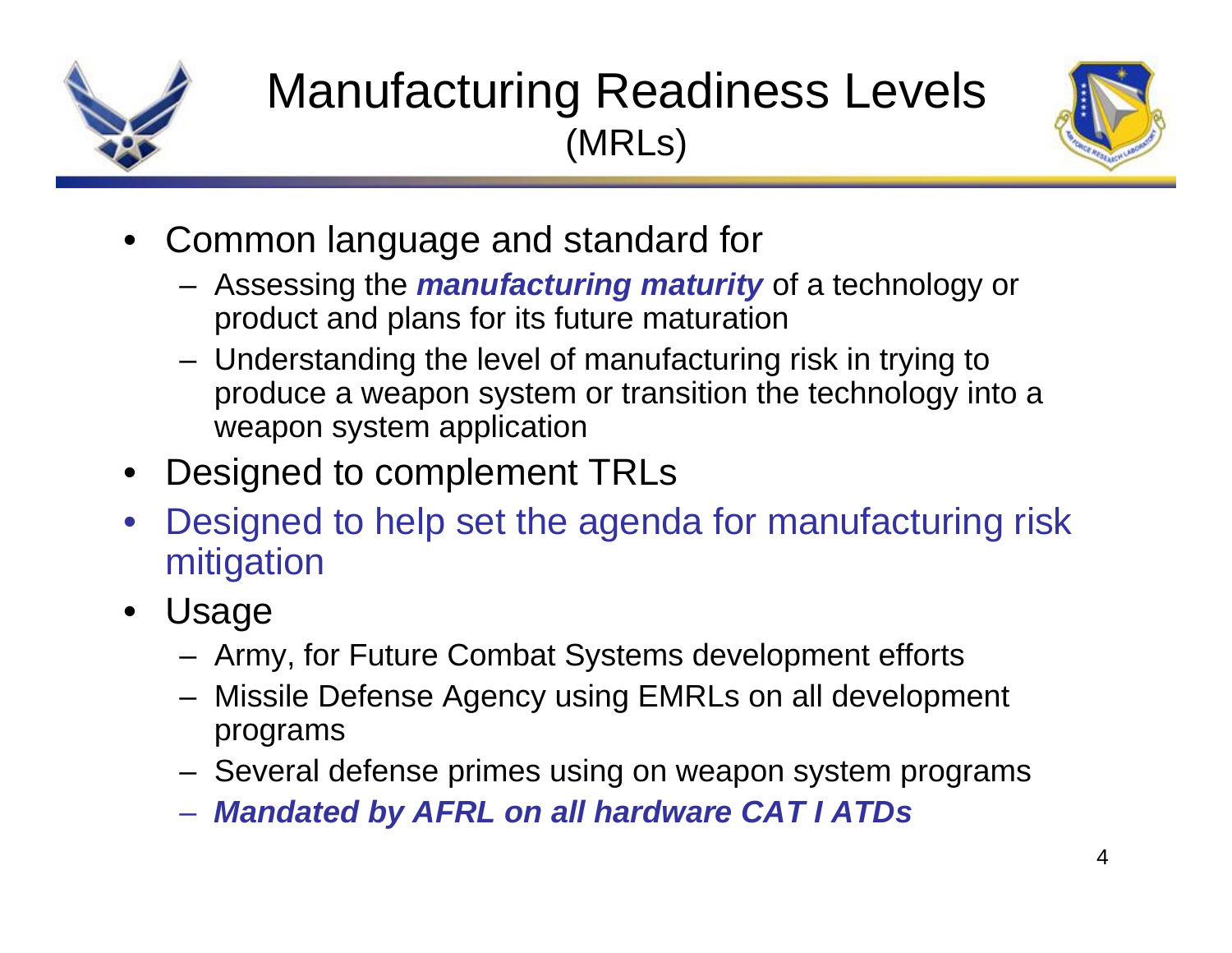# Manufacturing Readiness Levels (MRLs)

- Common language and standard for
  - Assessing the ***manufacturing maturity*** of a technology or product and plans for its future maturation
  - Understanding the level of manufacturing risk in trying to produce a weapon system or transition the technology into a weapon system application
- Designed to complement TRLs
- Designed to help set the agenda for manufacturing risk mitigation
- Usage
  - Army, for Future Combat Systems development efforts
  - Missile Defense Agency using EMRLs on all development programs
  - Several defense primes using on weapon system programs
  - ***Mandated by AFRL on all hardware CAT I ATDs***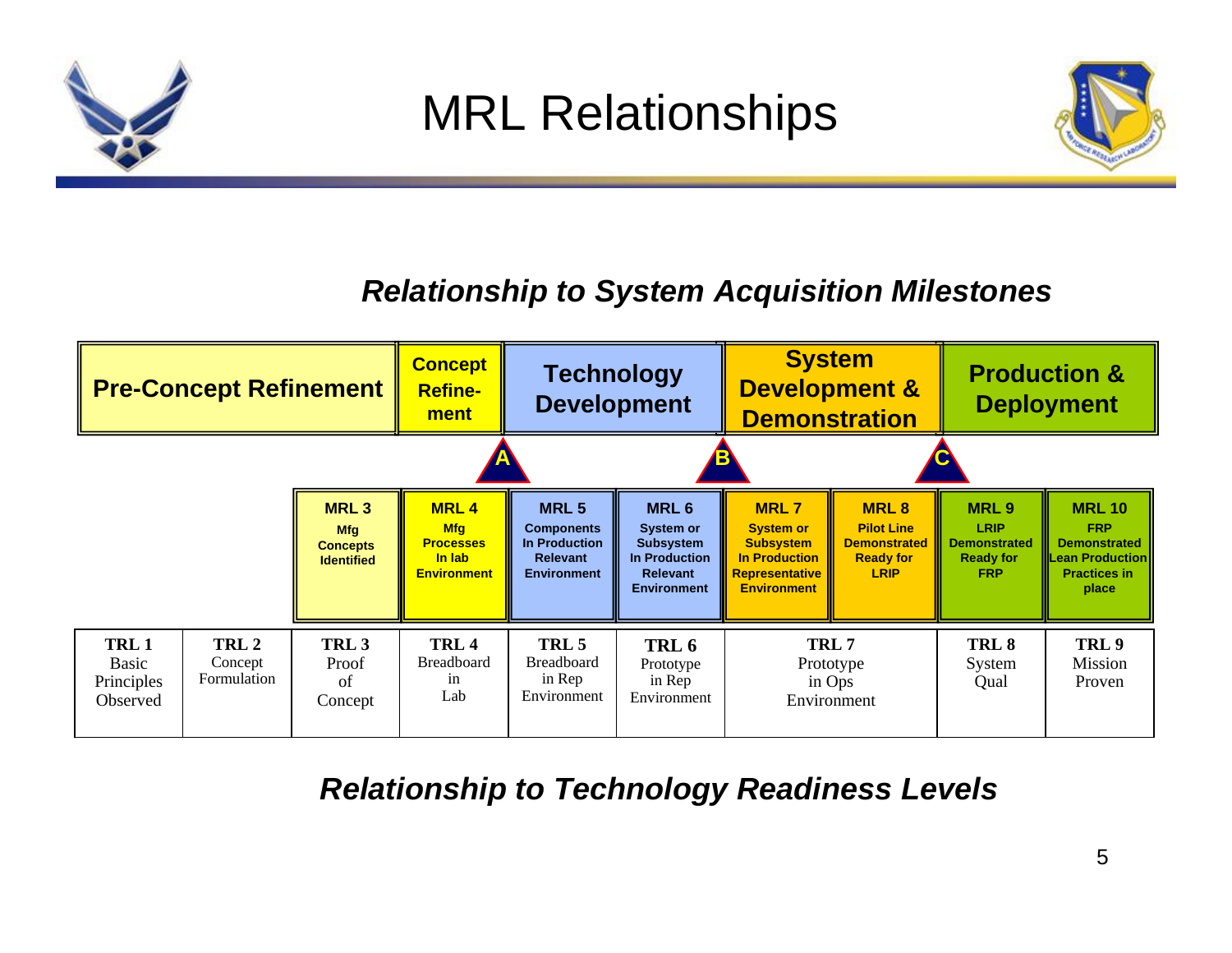# MRL Relationships

***Relationship to System Acquisition Milestones***

| Pre-Concept Refinement | | | Concept Refine-ment | Technology Development | | System Development & Demonstration | | Production & Deployment | |
|---|---|---|---|---|---|---|---|---|---|
| | | | A | | | B | | C | |
| | | **MRL 3** Mfg Concepts Identified | **MRL 4** Mfg Processes In lab Environment | **MRL 5** Components In Production Relevant Environment | **MRL 6** System or Subsystem In Production Relevant Environment | **MRL 7** System or Subsystem In Production Representative Environment | **MRL 8** Pilot Line Demonstrated Ready for LRIP | **MRL 9** LRIP Demonstrated Ready for FRP | **MRL 10** FRP Demonstrated Lean Production Practices in place |
| **TRL 1** Basic Principles Observed | **TRL 2** Concept Formulation | **TRL 3** Proof of Concept | **TRL 4** Breadboard in Lab | **TRL 5** Breadboard in Rep Environment | **TRL 6** Prototype in Rep Environment | **TRL 7** Prototype in Ops Environment | | **TRL 8** System Qual | **TRL 9** Mission Proven |

***Relationship to Technology Readiness Levels***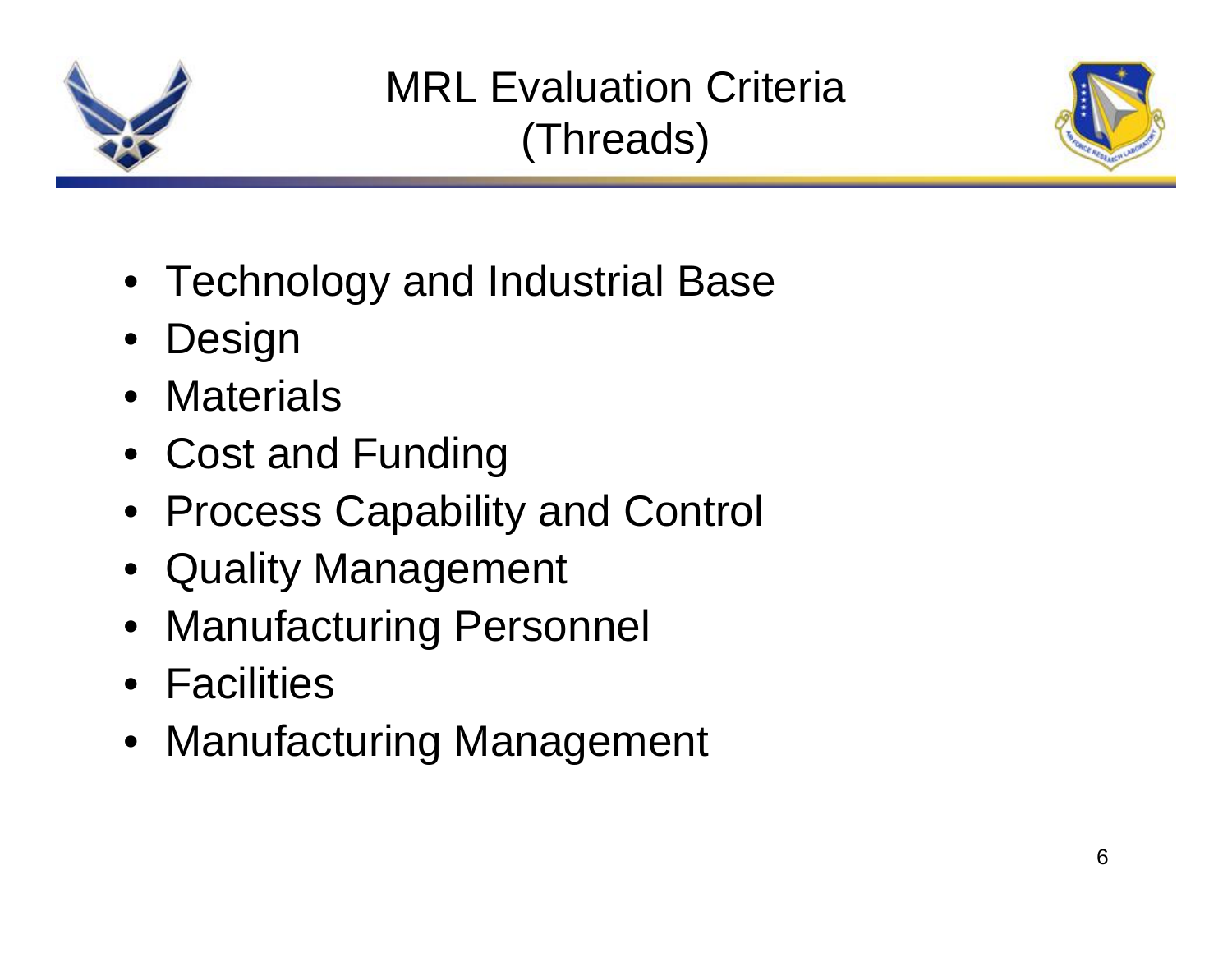# MRL Evaluation Criteria (Threads)

- Technology and Industrial Base
- Design
- Materials
- Cost and Funding
- Process Capability and Control
- Quality Management
- Manufacturing Personnel
- Facilities
- Manufacturing Management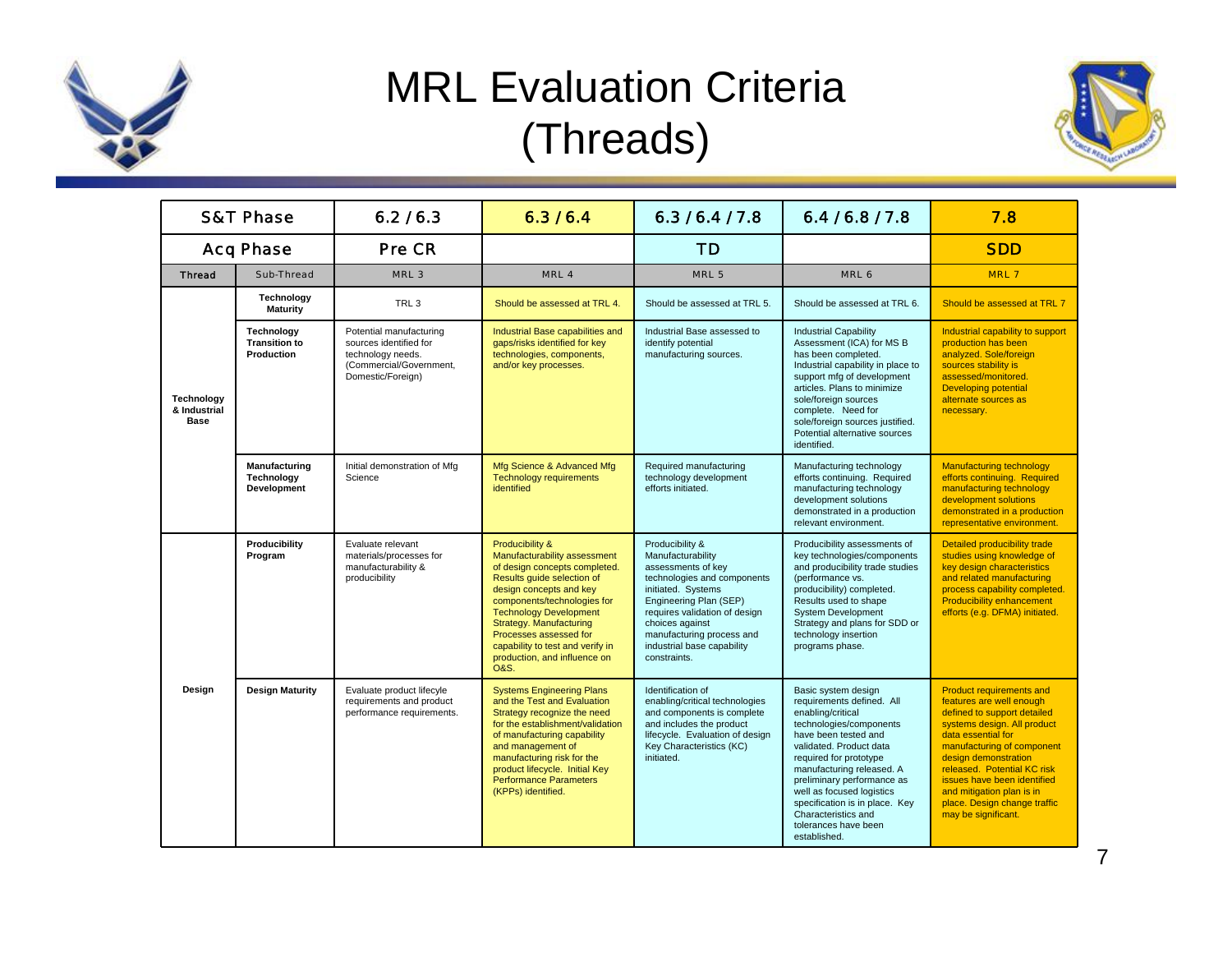# MRL Evaluation Criteria (Threads)

| S&T Phase | | 6.2 / 6.3 | 6.3 / 6.4 | 6.3 / 6.4 / 7.8 | 6.4 / 6.8 / 7.8 | 7.8 |
|---|---|---|---|---|---|---|
| **Acq Phase** | | Pre CR | | TD | | SDD |
| **Thread** | **Sub-Thread** | **MRL 3** | **MRL 4** | **MRL 5** | **MRL 6** | **MRL 7** |
| **Technology & Industrial Base** | **Technology Maturity** | TRL 3 | Should be assessed at TRL 4. | Should be assessed at TRL 5. | Should be assessed at TRL 6. | Should be assessed at TRL 7 |
| | **Technology Transition to Production** | Potential manufacturing sources identified for technology needs. (Commercial/Government, Domestic/Foreign) | Industrial Base capabilities and gaps/risks identified for key technologies, components, and/or key processes. | Industrial Base assessed to identify potential manufacturing sources. | Industrial Capability Assessment (ICA) for MS B has been completed. Industrial capability in place to support mfg of development articles. Plans to minimize sole/foreign sources complete. Need for sole/foreign sources justified. Potential alternative sources identified. | Industrial capability to support production has been analyzed. Sole/foreign sources stability is assessed/monitored. Developing potential alternate sources as necessary. |
| | **Manufacturing Technology Development** | Initial demonstration of Mfg Science | Mfg Science & Advanced Mfg Technology requirements identified | Required manufacturing technology development efforts initiated. | Manufacturing technology efforts continuing. Required manufacturing technology development solutions demonstrated in a production relevant environment. | Manufacturing technology efforts continuing. Required manufacturing technology development solutions demonstrated in a production representative environment. |
| **Design** | **Producibility Program** | Evaluate relevant materials/processes for manufacturability & producibility | Producibility & Manufacturability assessment of design concepts completed. Results guide selection of design concepts and key components/technologies for Technology Development Strategy. Manufacturing Processes assessed for capability to test and verify in production, and influence on O&S. | Producibility & Manufacturability assessments of key technologies and components initiated. Systems Engineering Plan (SEP) requires validation of design choices against manufacturing process and industrial base capability constraints. | Producibility assessments of key technologies/components and producibility trade studies (performance vs. producibility) completed. Results used to shape System Development Strategy and plans for SDD or technology insertion programs phase. | Detailed producibility trade studies using knowledge of key design characteristics and related manufacturing process capability completed. Producibility enhancement efforts (e.g. DFMA) initiated. |
| | **Design Maturity** | Evaluate product lifecyle requirements and product performance requirements. | Systems Engineering Plans and the Test and Evaluation Strategy recognize the need for the establishment/validation of manufacturing capability and management of manufacturing risk for the product lifecycle. Initial Key Performance Parameters (KPPs) identified. | Identification of enabling/critical technologies and components is complete and includes the product lifecycle. Evaluation of design Key Characteristics (KC) initiated. | Basic system design requirements defined. All enabling/critical technologies/components have been tested and validated. Product data required for prototype manufacturing released. A preliminary performance as well as focused logistics specification is in place. Key Characteristics and tolerances have been established. | Product requirements and features are well enough defined to support detailed systems design. All product data essential for manufacturing of component design demonstration released. Potential KC risk issues have been identified and mitigation plan is in place. Design change traffic may be significant. |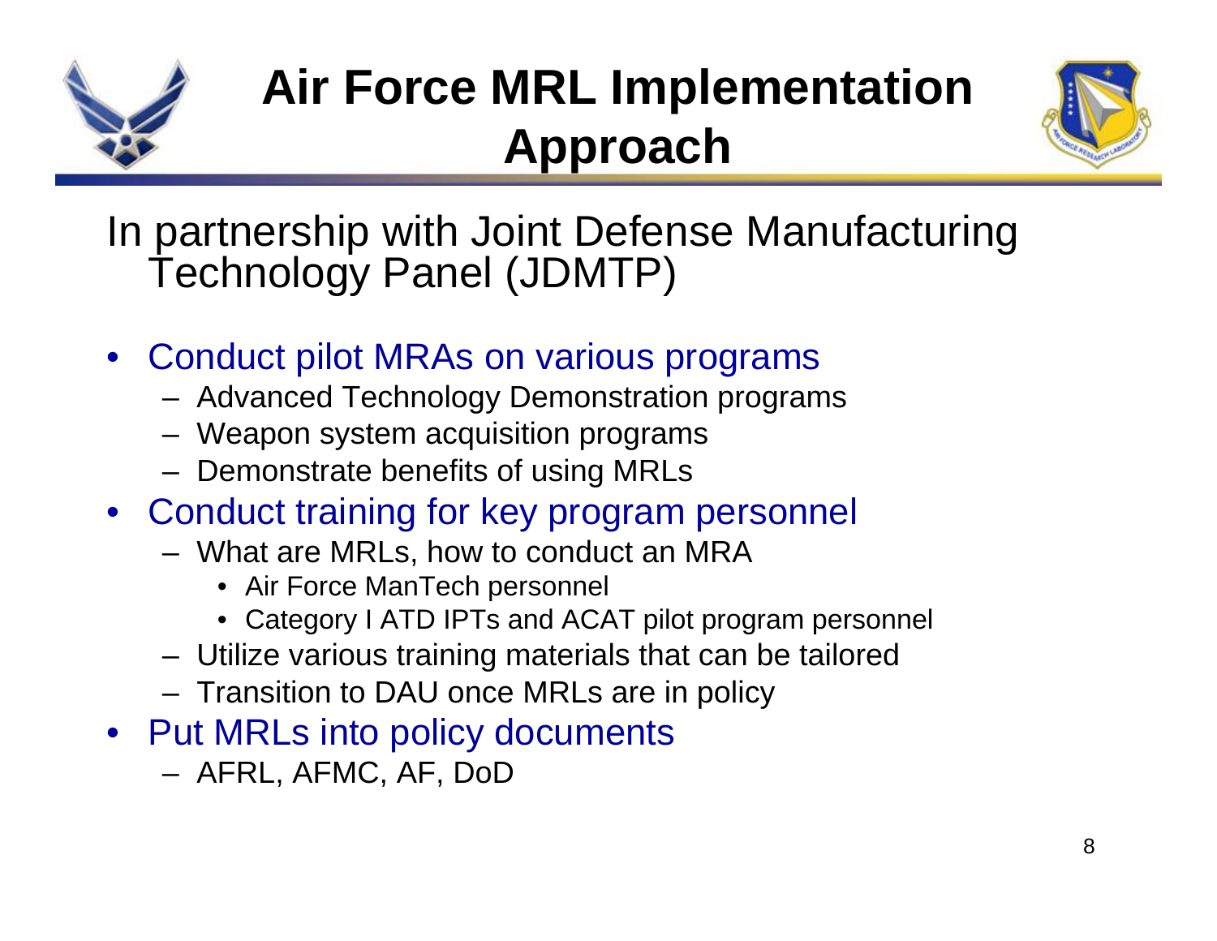# Air Force MRL Implementation Approach

In partnership with Joint Defense Manufacturing Technology Panel (JDMTP)

- Conduct pilot MRAs on various programs
  - Advanced Technology Demonstration programs
  - Weapon system acquisition programs
  - Demonstrate benefits of using MRLs
- Conduct training for key program personnel
  - What are MRLs, how to conduct an MRA
    - Air Force ManTech personnel
    - Category I ATD IPTs and ACAT pilot program personnel
  - Utilize various training materials that can be tailored
  - Transition to DAU once MRLs are in policy
- Put MRLs into policy documents
  - AFRL, AFMC, AF, DoD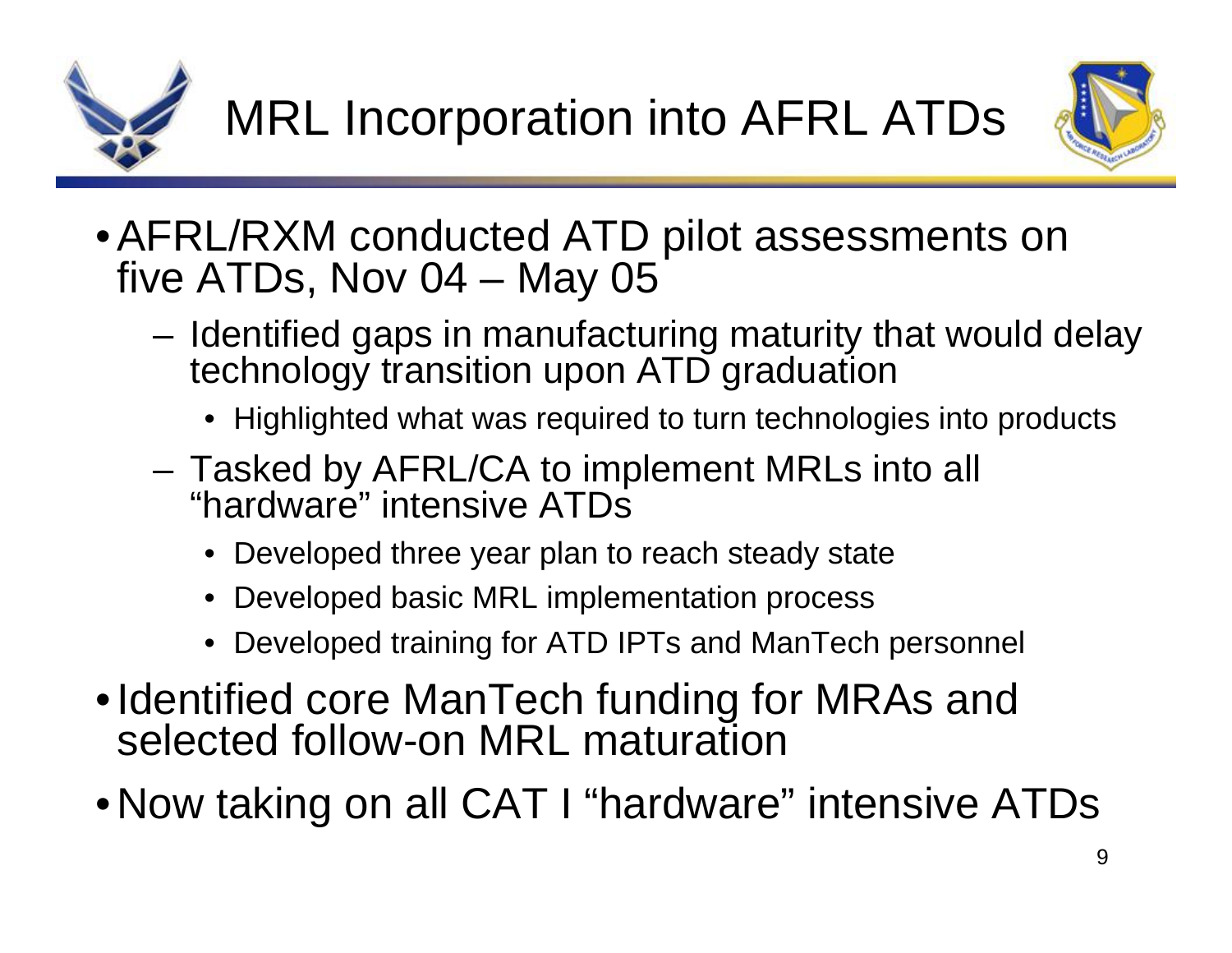# MRL Incorporation into AFRL ATDs

- AFRL/RXM conducted ATD pilot assessments on five ATDs, Nov 04 – May 05
  - Identified gaps in manufacturing maturity that would delay technology transition upon ATD graduation
    - Highlighted what was required to turn technologies into products
  - Tasked by AFRL/CA to implement MRLs into all "hardware" intensive ATDs
    - Developed three year plan to reach steady state
    - Developed basic MRL implementation process
    - Developed training for ATD IPTs and ManTech personnel
- Identified core ManTech funding for MRAs and selected follow-on MRL maturation
- Now taking on all CAT I "hardware" intensive ATDs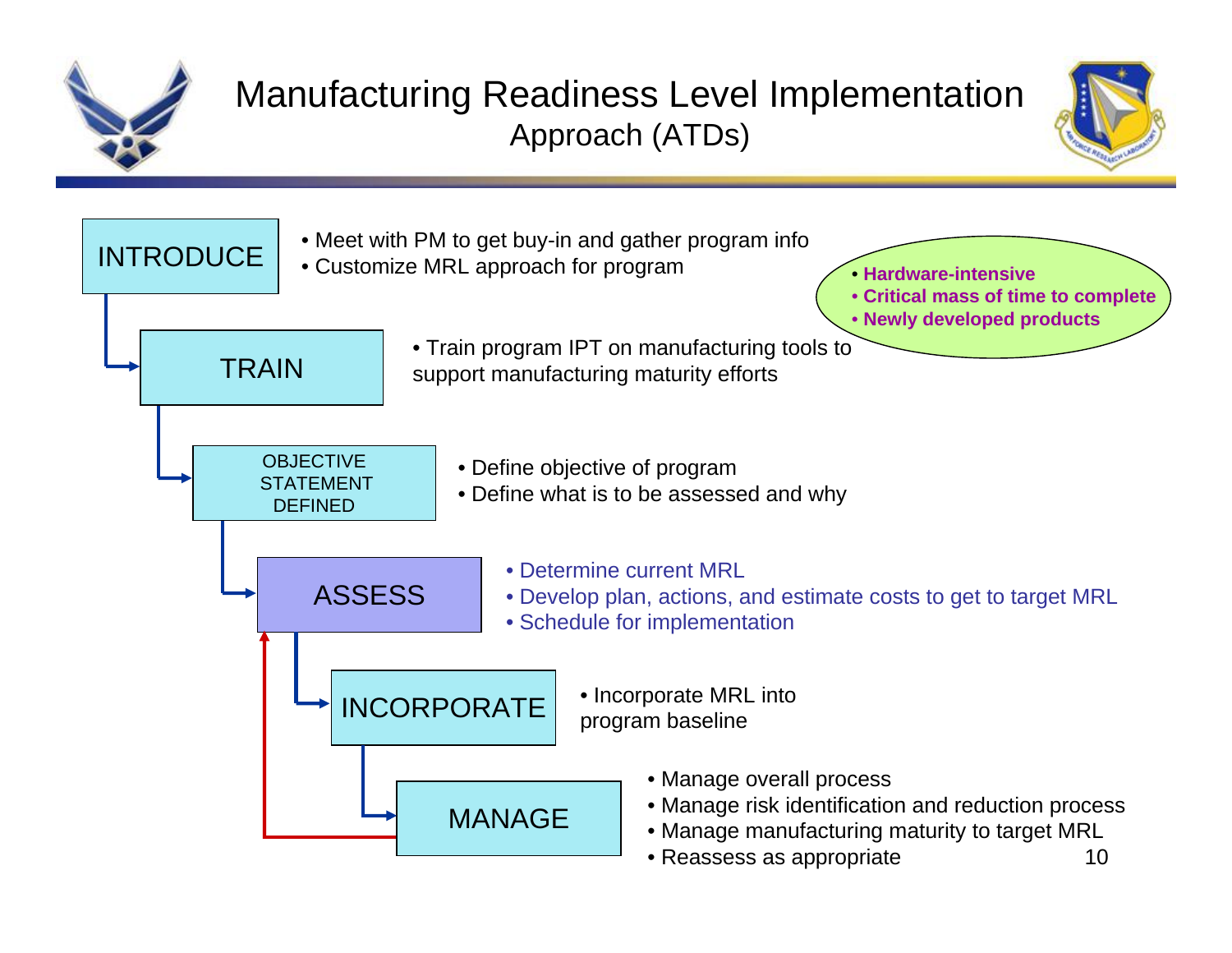# Manufacturing Readiness Level Implementation

## Approach (ATDs)

- Hardware-intensive
- Critical mass of time to complete
- Newly developed products

**INTRODUCE**

- Meet with PM to get buy-in and gather program info
- Customize MRL approach for program

**TRAIN**

- Train program IPT on manufacturing tools to support manufacturing maturity efforts

**OBJECTIVE STATEMENT DEFINED**

- Define objective of program
- Define what is to be assessed and why

**ASSESS**

- Determine current MRL
- Develop plan, actions, and estimate costs to get to target MRL
- Schedule for implementation

**INCORPORATE**

- Incorporate MRL into program baseline

**MANAGE**

- Manage overall process
- Manage risk identification and reduction process
- Manage manufacturing maturity to target MRL
- Reassess as appropriate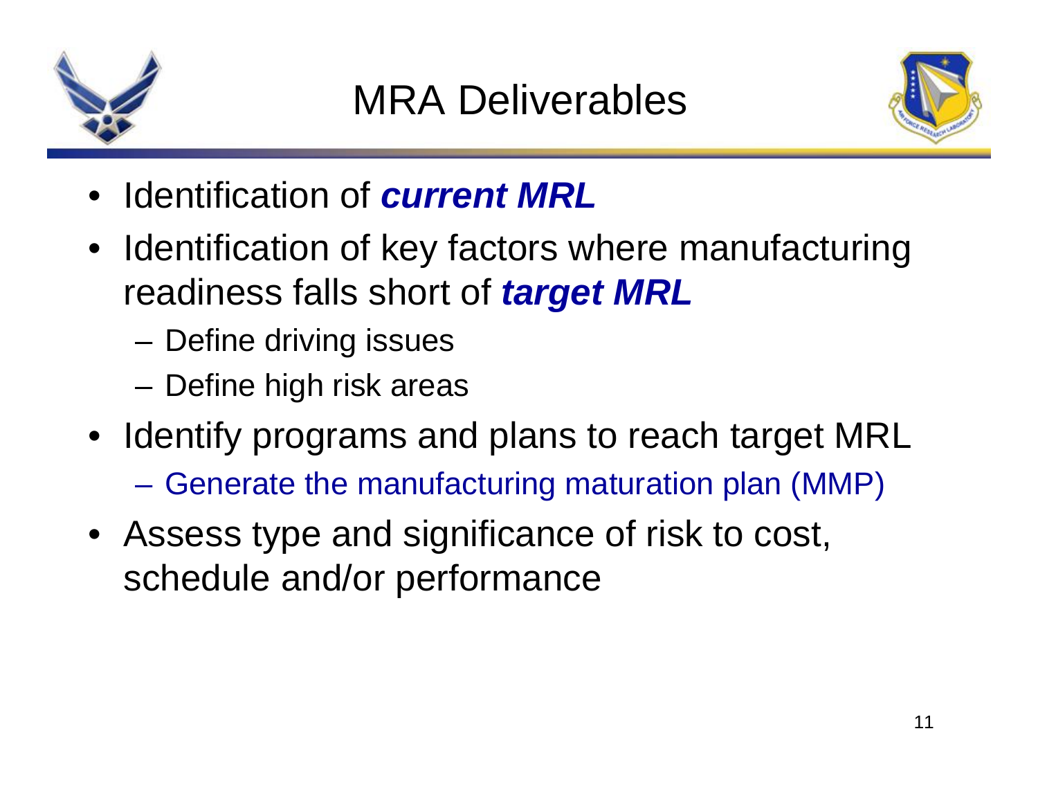# MRA Deliverables

- Identification of ***current MRL***
- Identification of key factors where manufacturing readiness falls short of ***target MRL***
  - Define driving issues
  - Define high risk areas
- Identify programs and plans to reach target MRL
  - Generate the manufacturing maturation plan (MMP)
- Assess type and significance of risk to cost, schedule and/or performance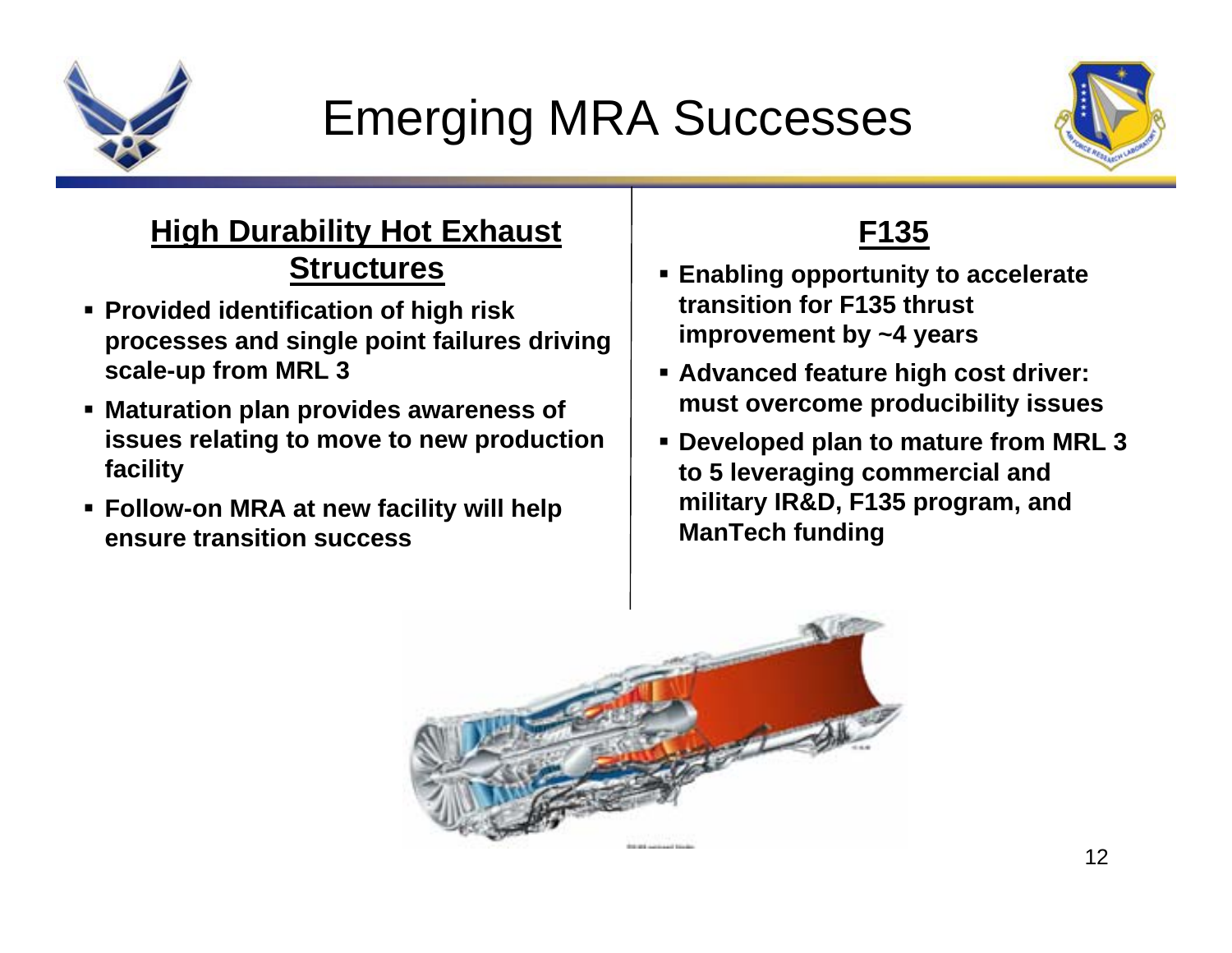# Emerging MRA Successes

## High Durability Hot Exhaust Structures

- **Provided identification of high risk processes and single point failures driving scale-up from MRL 3**
- **Maturation plan provides awareness of issues relating to move to new production facility**
- **Follow-on MRA at new facility will help ensure transition success**

## F135

- **Enabling opportunity to accelerate transition for F135 thrust improvement by ~4 years**
- **Advanced feature high cost driver: must overcome producibility issues**
- **Developed plan to mature from MRL 3 to 5 leveraging commercial and military IR&D, F135 program, and ManTech funding**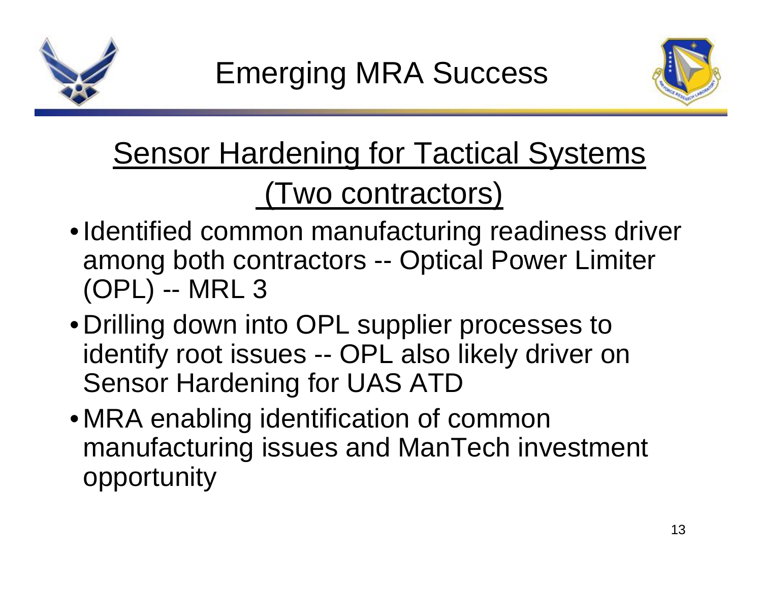# Emerging MRA Success

## Sensor Hardening for Tactical Systems (Two contractors)

- Identified common manufacturing readiness driver among both contractors -- Optical Power Limiter (OPL) -- MRL 3
- Drilling down into OPL supplier processes to identify root issues -- OPL also likely driver on Sensor Hardening for UAS ATD
- MRA enabling identification of common manufacturing issues and ManTech investment opportunity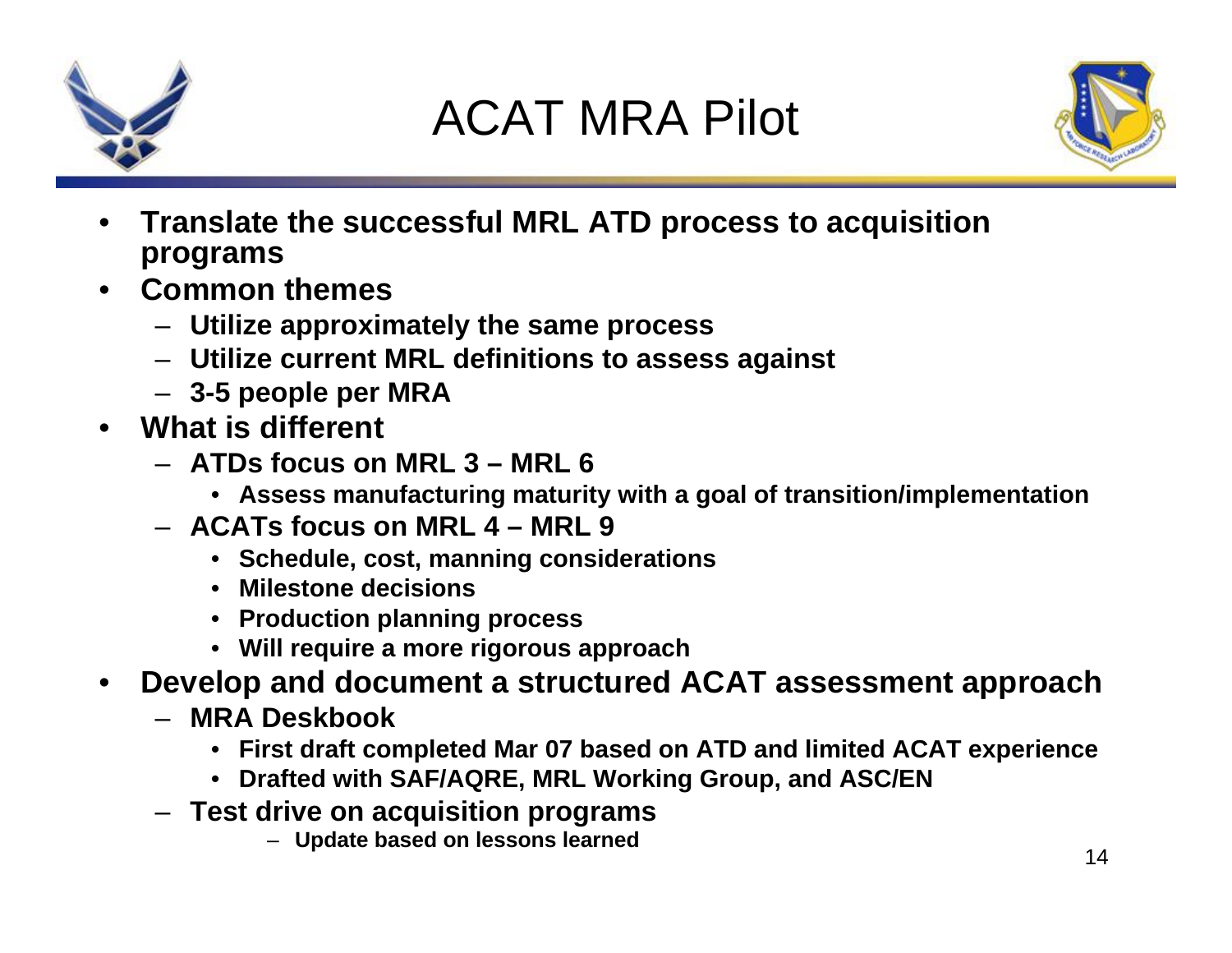# ACAT MRA Pilot

- **Translate the successful MRL ATD process to acquisition programs**
- **Common themes**
  - **Utilize approximately the same process**
  - **Utilize current MRL definitions to assess against**
  - **3-5 people per MRA**
- **What is different**
  - **ATDs focus on MRL 3 – MRL 6**
    - **Assess manufacturing maturity with a goal of transition/implementation**
  - **ACATs focus on MRL 4 – MRL 9**
    - **Schedule, cost, manning considerations**
    - **Milestone decisions**
    - **Production planning process**
    - **Will require a more rigorous approach**
- **Develop and document a structured ACAT assessment approach**
  - **MRA Deskbook**
    - **First draft completed Mar 07 based on ATD and limited ACAT experience**
    - **Drafted with SAF/AQRE, MRL Working Group, and ASC/EN**
  - **Test drive on acquisition programs**
    - **Update based on lessons learned**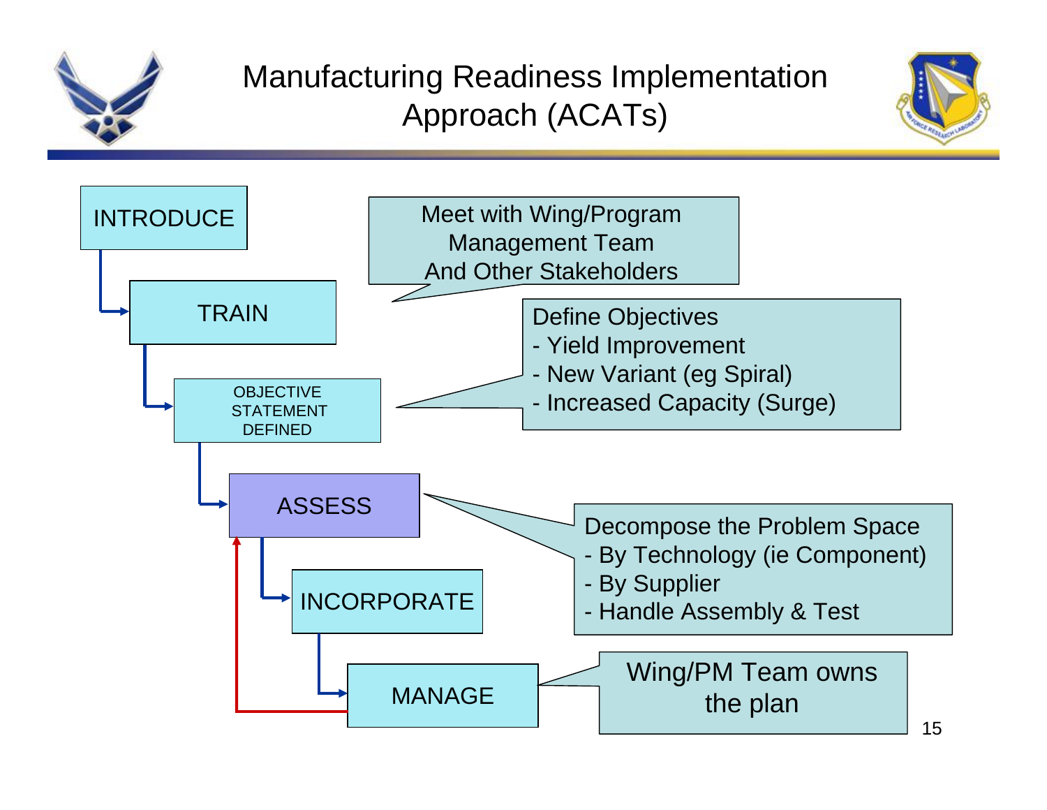# Manufacturing Readiness Implementation Approach (ACATs)

- INTRODUCE
  - Meet with Wing/Program Management Team And Other Stakeholders
- TRAIN
- OBJECTIVE STATEMENT DEFINED
  - Define Objectives
    - Yield Improvement
    - New Variant (eg Spiral)
    - Increased Capacity (Surge)
- ASSESS
  - Decompose the Problem Space
    - By Technology (ie Component)
    - By Supplier
    - Handle Assembly & Test
- INCORPORATE
- MANAGE
  - Wing/PM Team owns the plan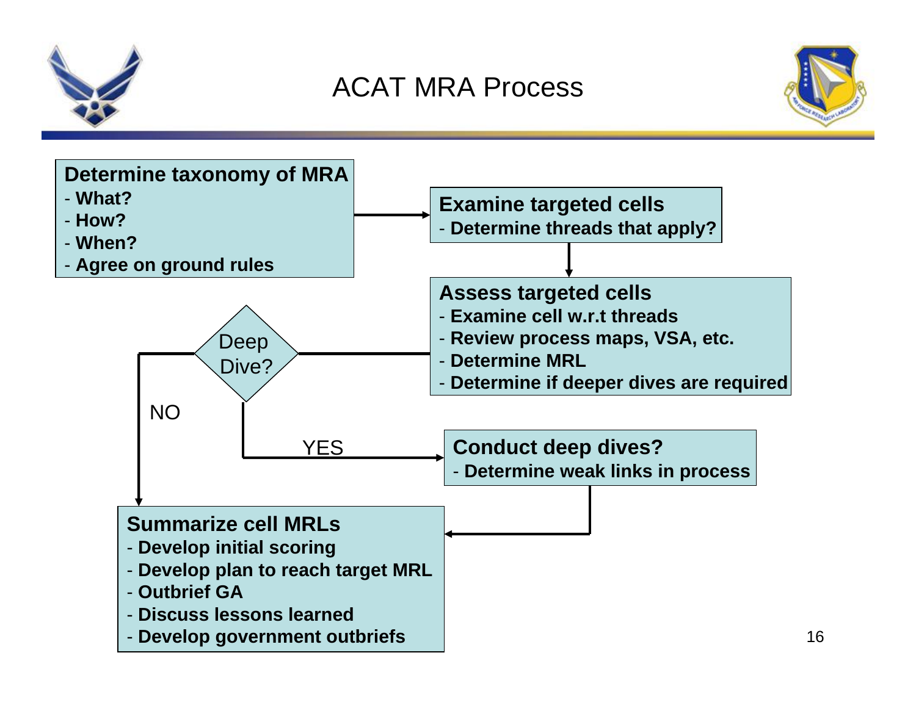# ACAT MRA Process

**Determine taxonomy of MRA**
- **What?**
- **How?**
- **When?**
- **Agree on ground rules**

**Examine targeted cells**
- **Determine threads that apply?**

**Assess targeted cells**
- **Examine cell w.r.t threads**
- **Review process maps, VSA, etc.**
- **Determine MRL**
- **Determine if deeper dives are required**

Deep Dive?

NO

YES

**Conduct deep dives?**
- **Determine weak links in process**

**Summarize cell MRLs**
- **Develop initial scoring**
- **Develop plan to reach target MRL**
- **Outbrief GA**
- **Discuss lessons learned**
- **Develop government outbriefs**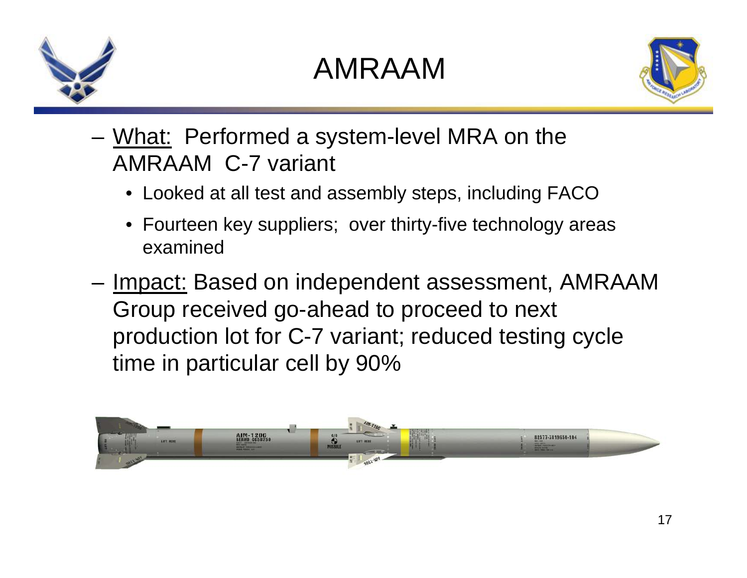# AMRAAM

- What: Performed a system-level MRA on the AMRAAM C-7 variant
  - Looked at all test and assembly steps, including FACO
  - Fourteen key suppliers; over thirty-five technology areas examined
- Impact: Based on independent assessment, AMRAAM Group received go-ahead to proceed to next production lot for C-7 variant; reduced testing cycle time in particular cell by 90%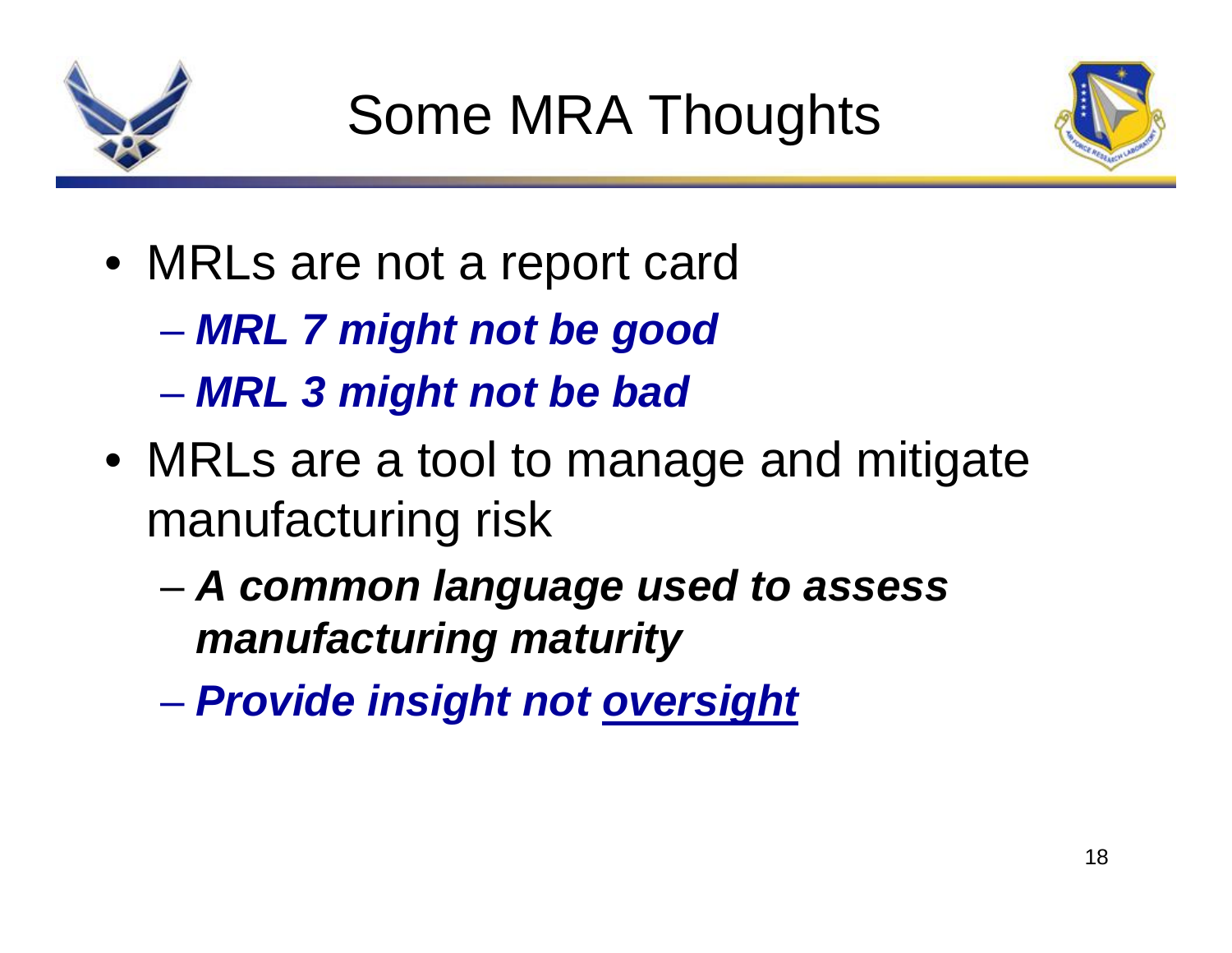# Some MRA Thoughts

- MRLs are not a report card
  - ***MRL 7 might not be good***
  - ***MRL 3 might not be bad***
- MRLs are a tool to manage and mitigate manufacturing risk
  - ***A common language used to assess manufacturing maturity***
  - ***Provide insight not <u>oversight</u>***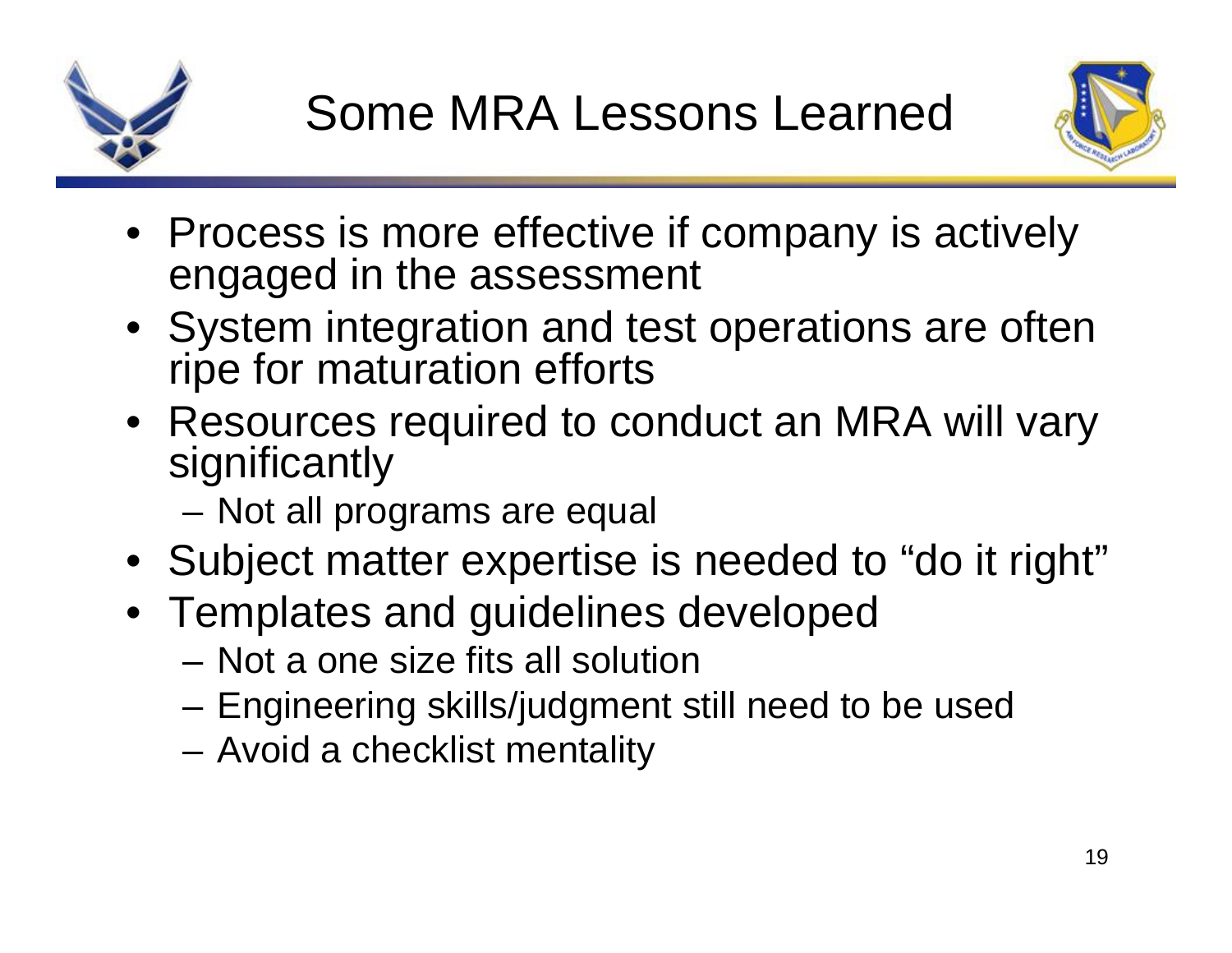# Some MRA Lessons Learned

- Process is more effective if company is actively engaged in the assessment
- System integration and test operations are often ripe for maturation efforts
- Resources required to conduct an MRA will vary significantly
  - Not all programs are equal
- Subject matter expertise is needed to "do it right"
- Templates and guidelines developed
  - Not a one size fits all solution
  - Engineering skills/judgment still need to be used
  - Avoid a checklist mentality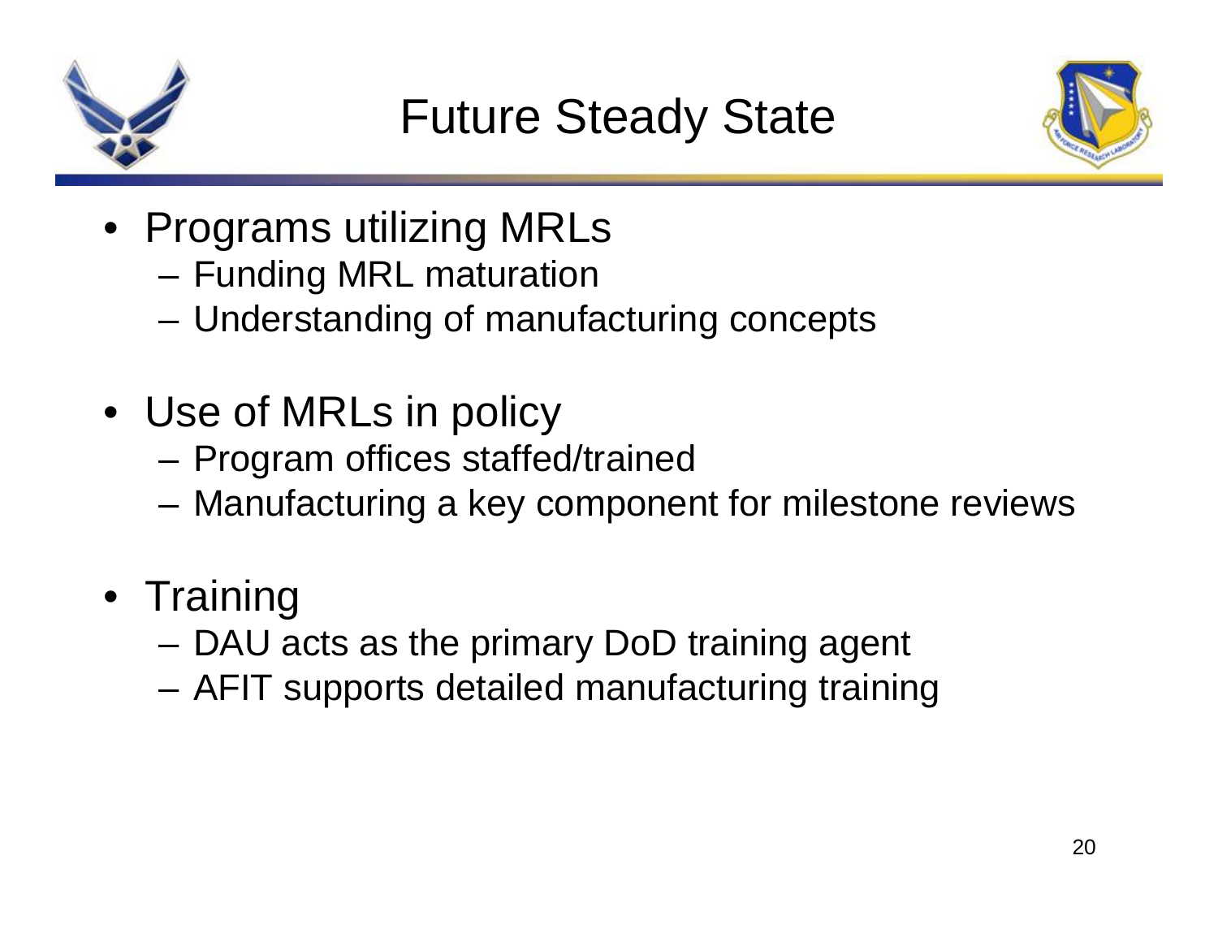# Future Steady State

- Programs utilizing MRLs
  - Funding MRL maturation
  - Understanding of manufacturing concepts

- Use of MRLs in policy
  - Program offices staffed/trained
  - Manufacturing a key component for milestone reviews

- Training
  - DAU acts as the primary DoD training agent
  - AFIT supports detailed manufacturing training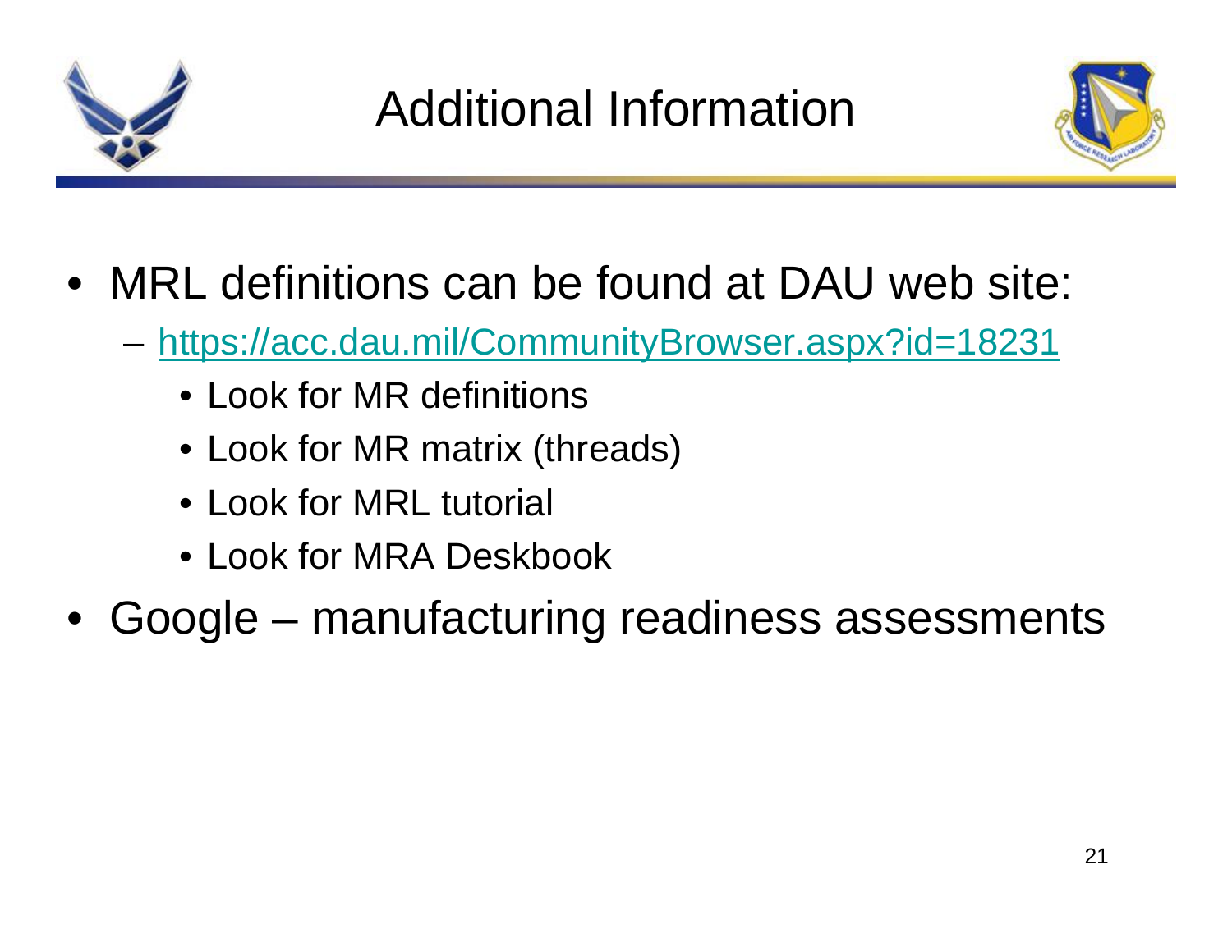# Additional Information

- MRL definitions can be found at DAU web site:
  - https://acc.dau.mil/CommunityBrowser.aspx?id=18231
    - Look for MR definitions
    - Look for MR matrix (threads)
    - Look for MRL tutorial
    - Look for MRA Deskbook
- Google – manufacturing readiness assessments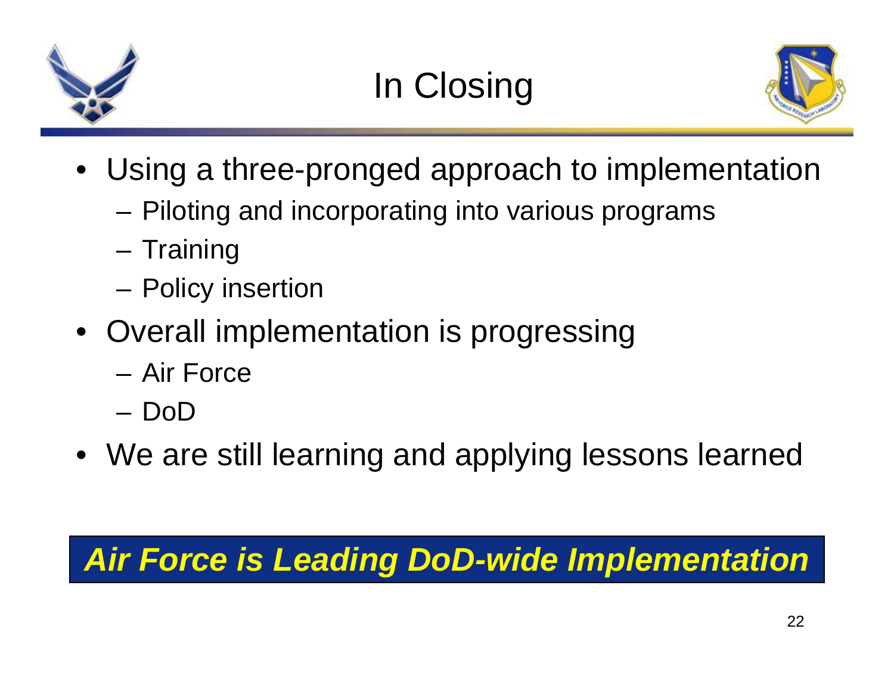# In Closing

- Using a three-pronged approach to implementation
  - Piloting and incorporating into various programs
  - Training
  - Policy insertion
- Overall implementation is progressing
  - Air Force
  - DoD
- We are still learning and applying lessons learned

***Air Force is Leading DoD-wide Implementation***